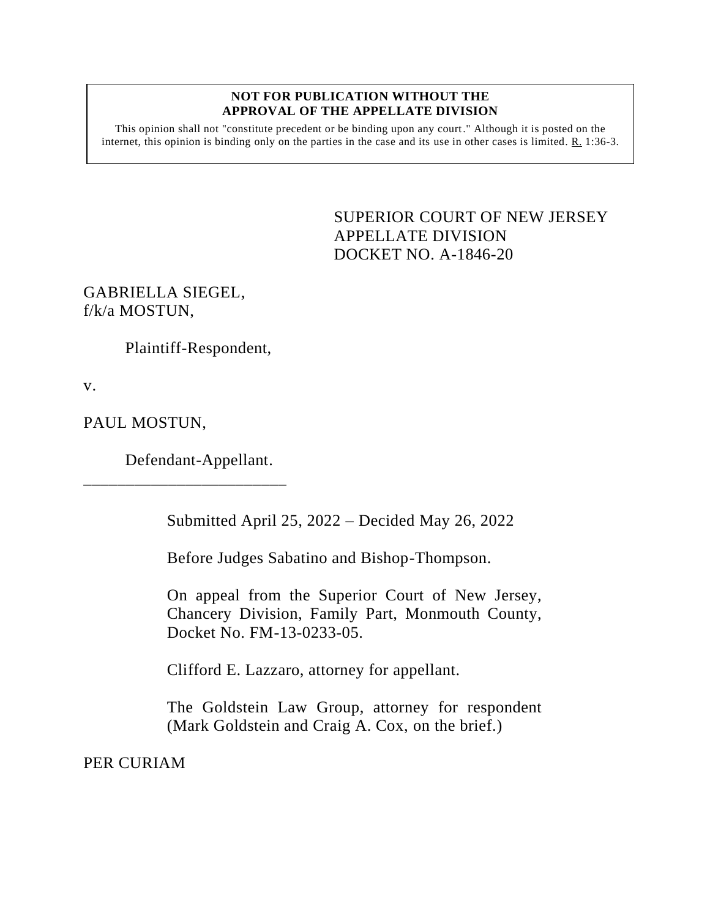**NOT FOR PUBLICATION WITHOUT THE APPROVAL OF THE APPELLATE DIVISION**

This opinion shall not "constitute precedent or be binding upon any court." Although it is posted on the internet, this opinion is binding only on the parties in the case and its use in other cases is limited. R. 1:36-3.

SUPERIOR COURT OF NEW JERSEY
APPELLATE DIVISION
DOCKET NO. A-1846-20

GABRIELLA SIEGEL,
f/k/a MOSTUN,

Plaintiff-Respondent,

v.

PAUL MOSTUN,

Defendant-Appellant.

Submitted April 25, 2022 – Decided May 26, 2022

Before Judges Sabatino and Bishop-Thompson.

On appeal from the Superior Court of New Jersey, Chancery Division, Family Part, Monmouth County, Docket No. FM-13-0233-05.

Clifford E. Lazzaro, attorney for appellant.

The Goldstein Law Group, attorney for respondent (Mark Goldstein and Craig A. Cox, on the brief.)

PER CURIAM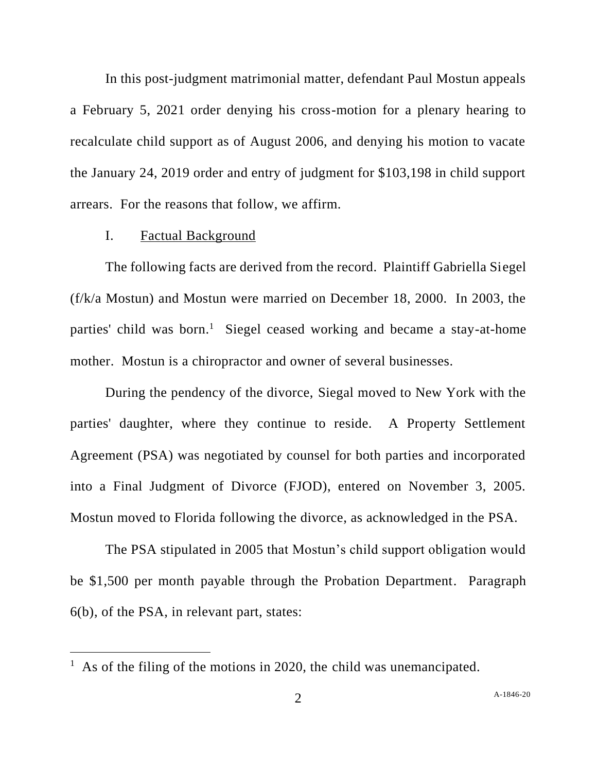In this post-judgment matrimonial matter, defendant Paul Mostun appeals a February 5, 2021 order denying his cross-motion for a plenary hearing to recalculate child support as of August 2006, and denying his motion to vacate the January 24, 2019 order and entry of judgment for $103,198 in child support arrears. For the reasons that follow, we affirm.

## I. Factual Background

The following facts are derived from the record. Plaintiff Gabriella Siegel (f/k/a Mostun) and Mostun were married on December 18, 2000. In 2003, the parties' child was born.[1] Siegel ceased working and became a stay-at-home mother. Mostun is a chiropractor and owner of several businesses.

During the pendency of the divorce, Siegal moved to New York with the parties' daughter, where they continue to reside. A Property Settlement Agreement (PSA) was negotiated by counsel for both parties and incorporated into a Final Judgment of Divorce (FJOD), entered on November 3, 2005. Mostun moved to Florida following the divorce, as acknowledged in the PSA.

The PSA stipulated in 2005 that Mostun's child support obligation would be $1,500 per month payable through the Probation Department. Paragraph 6(b), of the PSA, in relevant part, states:

[1] As of the filing of the motions in 2020, the child was unemancipated.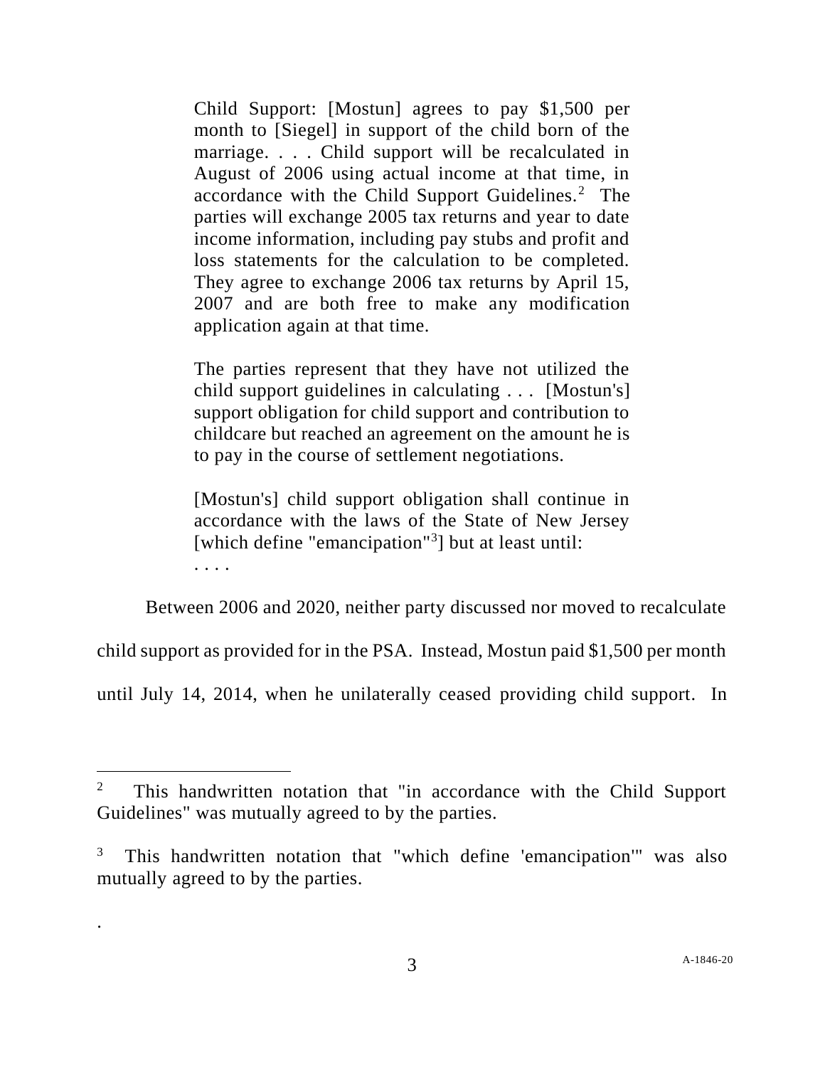> Child Support: [Mostun] agrees to pay $1,500 per month to [Siegel] in support of the child born of the marriage. . . . Child support will be recalculated in August of 2006 using actual income at that time, in accordance with the Child Support Guidelines.[2] The parties will exchange 2005 tax returns and year to date income information, including pay stubs and profit and loss statements for the calculation to be completed. They agree to exchange 2006 tax returns by April 15, 2007 and are both free to make any modification application again at that time.
>
> The parties represent that they have not utilized the child support guidelines in calculating . . . [Mostun's] support obligation for child support and contribution to childcare but reached an agreement on the amount he is to pay in the course of settlement negotiations.
>
> [Mostun's] child support obligation shall continue in accordance with the laws of the State of New Jersey [which define "emancipation"[3]] but at least until:
>
> . . . .

Between 2006 and 2020, neither party discussed nor moved to recalculate child support as provided for in the PSA. Instead, Mostun paid $1,500 per month until July 14, 2014, when he unilaterally ceased providing child support. In

---

[2] This handwritten notation that "in accordance with the Child Support Guidelines" was mutually agreed to by the parties.

[3] This handwritten notation that "which define 'emancipation'" was also mutually agreed to by the parties.

.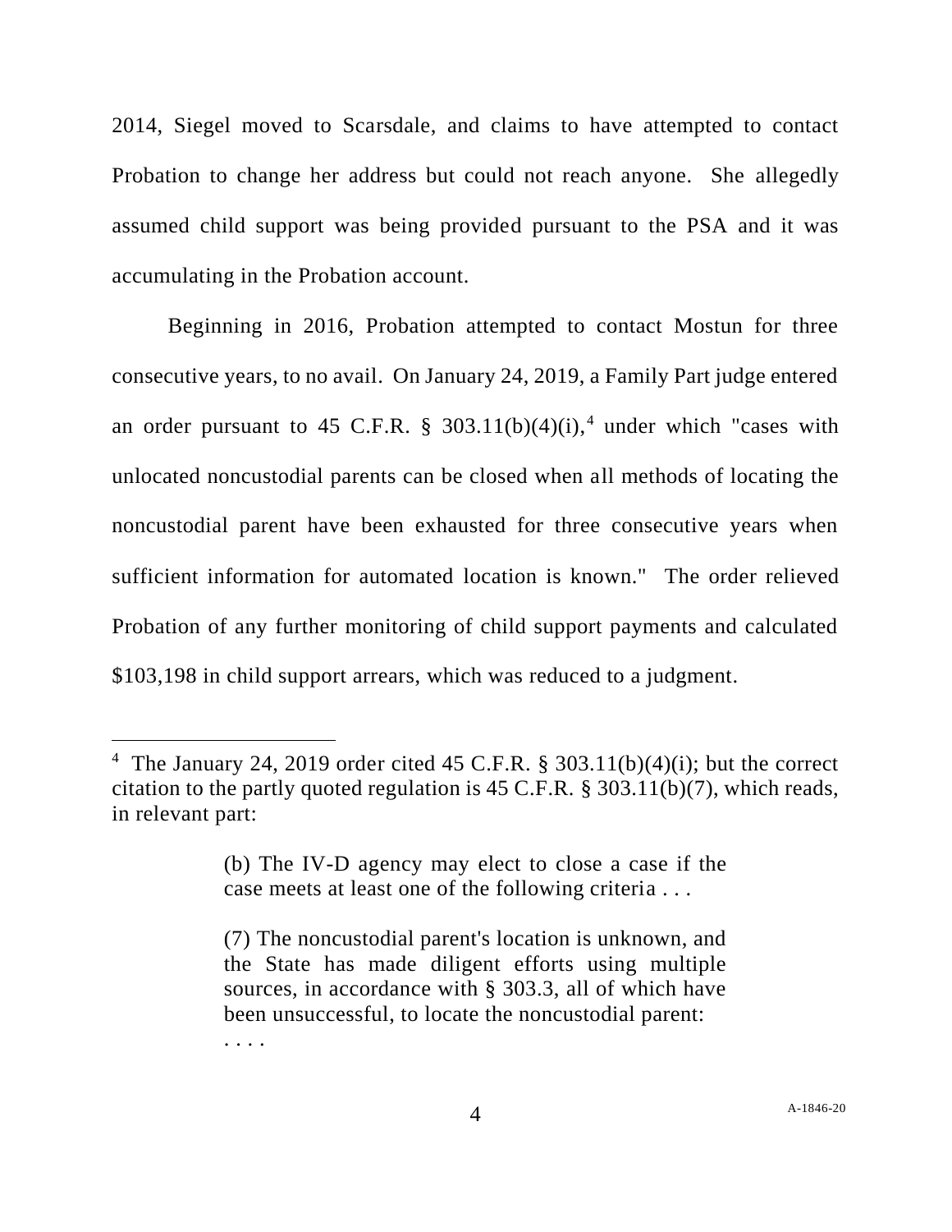2014, Siegel moved to Scarsdale, and claims to have attempted to contact Probation to change her address but could not reach anyone. She allegedly assumed child support was being provided pursuant to the PSA and it was accumulating in the Probation account.

Beginning in 2016, Probation attempted to contact Mostun for three consecutive years, to no avail. On January 24, 2019, a Family Part judge entered an order pursuant to 45 C.F.R. § 303.11(b)(4)(i),[4] under which "cases with unlocated noncustodial parents can be closed when all methods of locating the noncustodial parent have been exhausted for three consecutive years when sufficient information for automated location is known." The order relieved Probation of any further monitoring of child support payments and calculated $103,198 in child support arrears, which was reduced to a judgment.

---

[4] The January 24, 2019 order cited 45 C.F.R. § 303.11(b)(4)(i); but the correct citation to the partly quoted regulation is 45 C.F.R. § 303.11(b)(7), which reads, in relevant part:

> (b) The IV-D agency may elect to close a case if the case meets at least one of the following criteria . . .
>
> (7) The noncustodial parent's location is unknown, and the State has made diligent efforts using multiple sources, in accordance with § 303.3, all of which have been unsuccessful, to locate the noncustodial parent:
> . . . .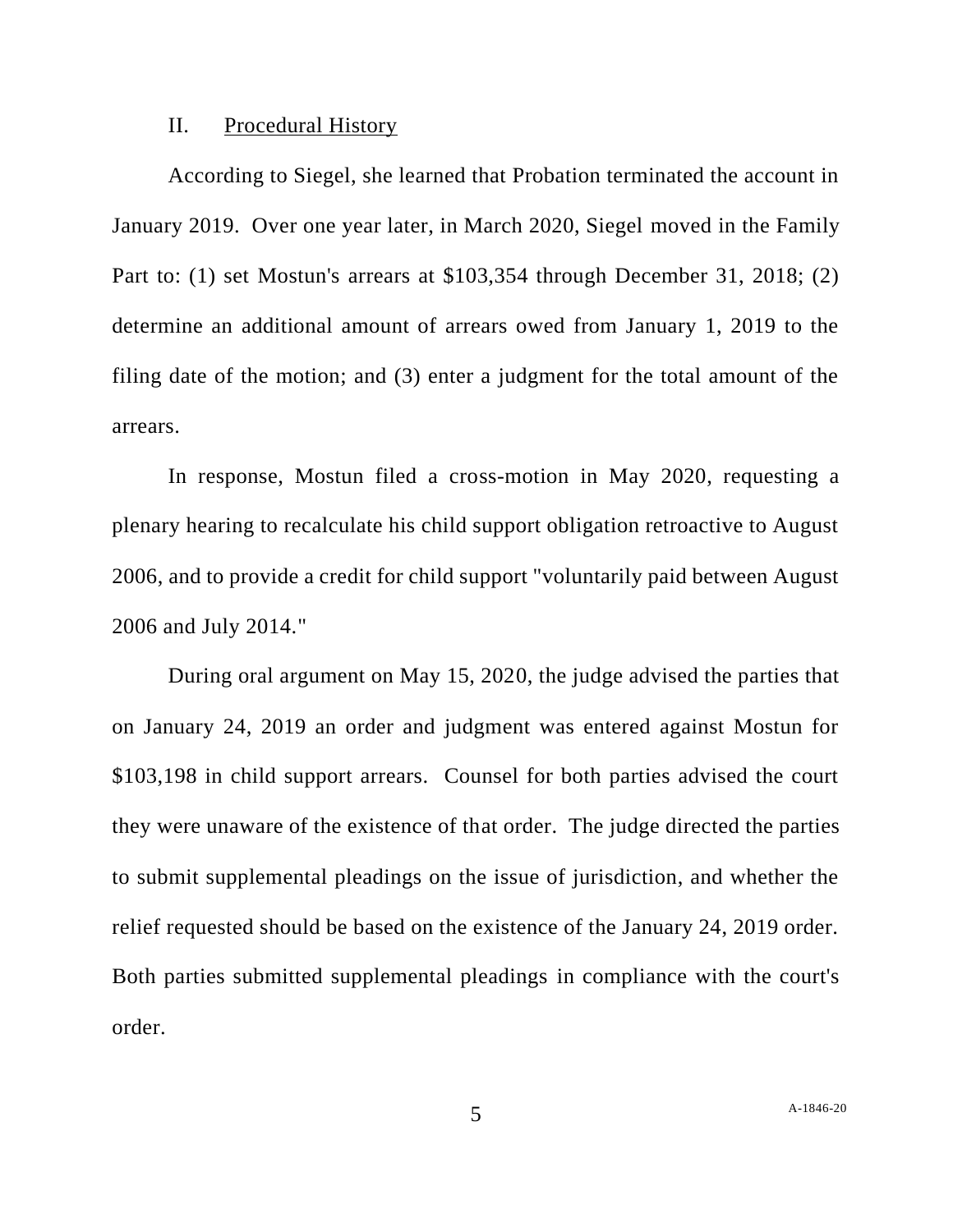## II. Procedural History

According to Siegel, she learned that Probation terminated the account in January 2019. Over one year later, in March 2020, Siegel moved in the Family Part to: (1) set Mostun's arrears at $103,354 through December 31, 2018; (2) determine an additional amount of arrears owed from January 1, 2019 to the filing date of the motion; and (3) enter a judgment for the total amount of the arrears.

In response, Mostun filed a cross-motion in May 2020, requesting a plenary hearing to recalculate his child support obligation retroactive to August 2006, and to provide a credit for child support "voluntarily paid between August 2006 and July 2014."

During oral argument on May 15, 2020, the judge advised the parties that on January 24, 2019 an order and judgment was entered against Mostun for $103,198 in child support arrears. Counsel for both parties advised the court they were unaware of the existence of that order. The judge directed the parties to submit supplemental pleadings on the issue of jurisdiction, and whether the relief requested should be based on the existence of the January 24, 2019 order. Both parties submitted supplemental pleadings in compliance with the court's order.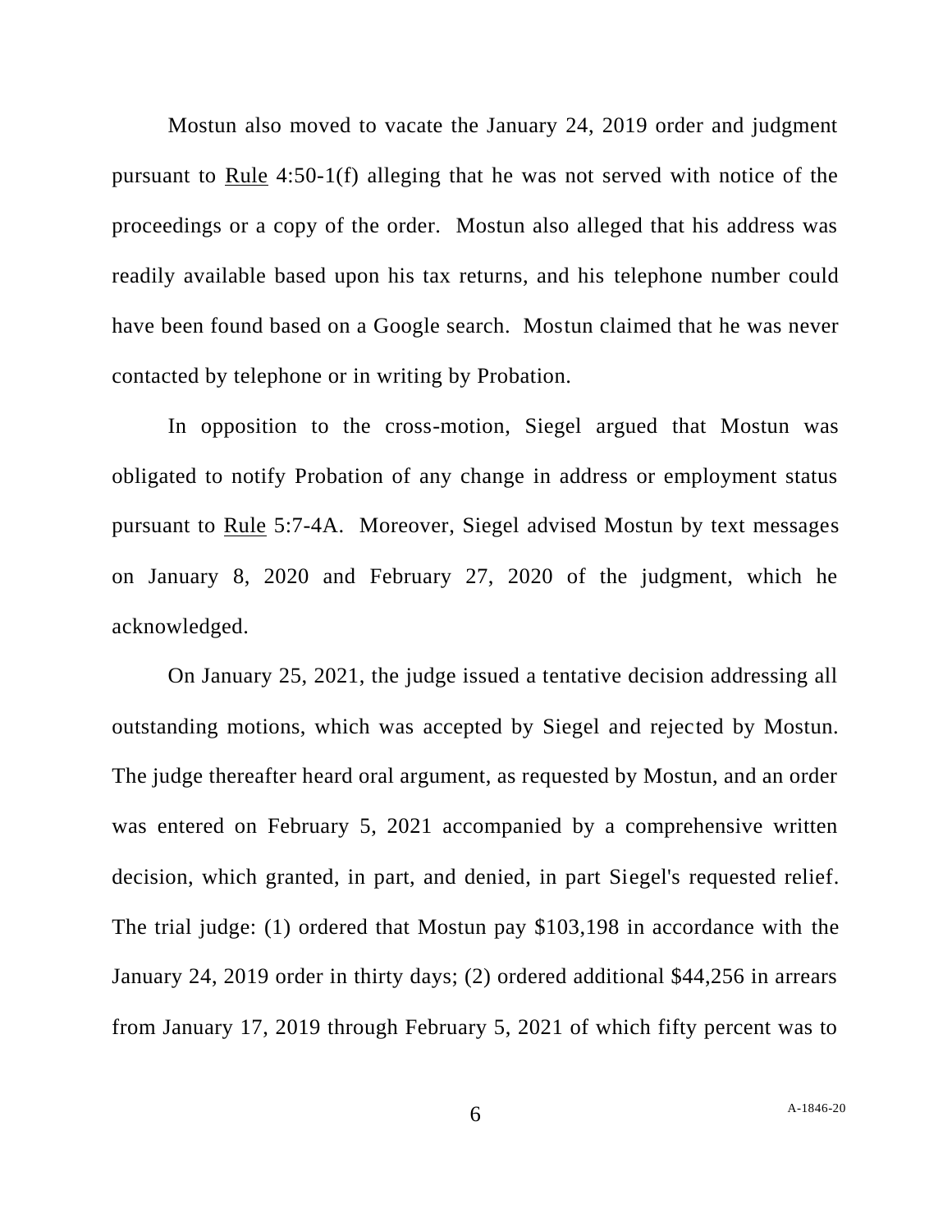Mostun also moved to vacate the January 24, 2019 order and judgment pursuant to Rule 4:50-1(f) alleging that he was not served with notice of the proceedings or a copy of the order. Mostun also alleged that his address was readily available based upon his tax returns, and his telephone number could have been found based on a Google search. Mostun claimed that he was never contacted by telephone or in writing by Probation.

In opposition to the cross-motion, Siegel argued that Mostun was obligated to notify Probation of any change in address or employment status pursuant to Rule 5:7-4A. Moreover, Siegel advised Mostun by text messages on January 8, 2020 and February 27, 2020 of the judgment, which he acknowledged.

On January 25, 2021, the judge issued a tentative decision addressing all outstanding motions, which was accepted by Siegel and rejected by Mostun. The judge thereafter heard oral argument, as requested by Mostun, and an order was entered on February 5, 2021 accompanied by a comprehensive written decision, which granted, in part, and denied, in part Siegel's requested relief. The trial judge: (1) ordered that Mostun pay $103,198 in accordance with the January 24, 2019 order in thirty days; (2) ordered additional $44,256 in arrears from January 17, 2019 through February 5, 2021 of which fifty percent was to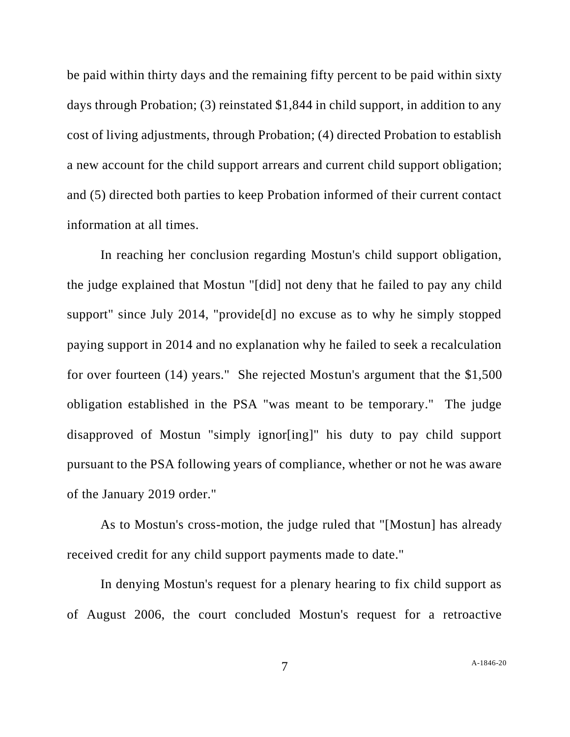be paid within thirty days and the remaining fifty percent to be paid within sixty days through Probation; (3) reinstated $1,844 in child support, in addition to any cost of living adjustments, through Probation; (4) directed Probation to establish a new account for the child support arrears and current child support obligation; and (5) directed both parties to keep Probation informed of their current contact information at all times.

In reaching her conclusion regarding Mostun's child support obligation, the judge explained that Mostun "[did] not deny that he failed to pay any child support" since July 2014, "provide[d] no excuse as to why he simply stopped paying support in 2014 and no explanation why he failed to seek a recalculation for over fourteen (14) years." She rejected Mostun's argument that the $1,500 obligation established in the PSA "was meant to be temporary." The judge disapproved of Mostun "simply ignor[ing]" his duty to pay child support pursuant to the PSA following years of compliance, whether or not he was aware of the January 2019 order."

As to Mostun's cross-motion, the judge ruled that "[Mostun] has already received credit for any child support payments made to date."

In denying Mostun's request for a plenary hearing to fix child support as of August 2006, the court concluded Mostun's request for a retroactive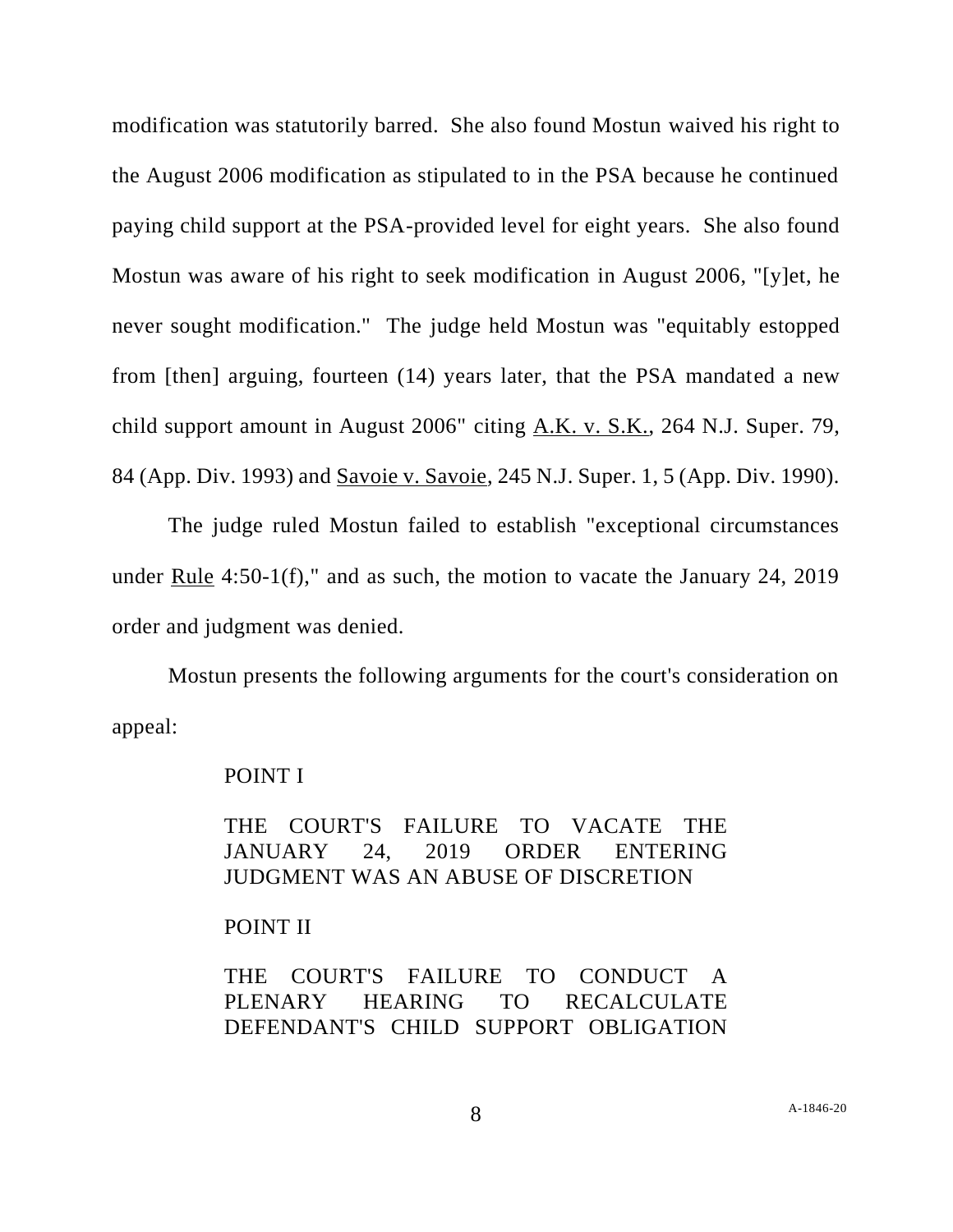modification was statutorily barred. She also found Mostun waived his right to the August 2006 modification as stipulated to in the PSA because he continued paying child support at the PSA-provided level for eight years. She also found Mostun was aware of his right to seek modification in August 2006, "[y]et, he never sought modification." The judge held Mostun was "equitably estopped from [then] arguing, fourteen (14) years later, that the PSA mandated a new child support amount in August 2006" citing A.K. v. S.K., 264 N.J. Super. 79, 84 (App. Div. 1993) and Savoie v. Savoie, 245 N.J. Super. 1, 5 (App. Div. 1990).

The judge ruled Mostun failed to establish "exceptional circumstances under Rule 4:50-1(f)," and as such, the motion to vacate the January 24, 2019 order and judgment was denied.

Mostun presents the following arguments for the court's consideration on appeal:

> POINT I
>
> THE COURT'S FAILURE TO VACATE THE JANUARY 24, 2019 ORDER ENTERING JUDGMENT WAS AN ABUSE OF DISCRETION
>
> POINT II
>
> THE COURT'S FAILURE TO CONDUCT A PLENARY HEARING TO RECALCULATE DEFENDANT'S CHILD SUPPORT OBLIGATION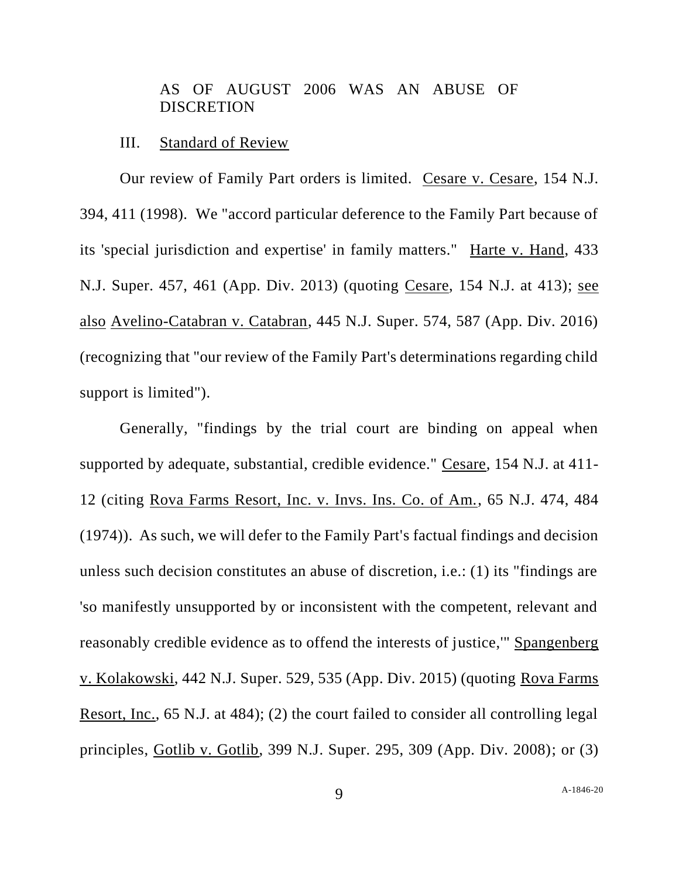AS OF AUGUST 2006 WAS AN ABUSE OF DISCRETION

III. Standard of Review

Our review of Family Part orders is limited. Cesare v. Cesare, 154 N.J. 394, 411 (1998). We "accord particular deference to the Family Part because of its 'special jurisdiction and expertise' in family matters." Harte v. Hand, 433 N.J. Super. 457, 461 (App. Div. 2013) (quoting Cesare, 154 N.J. at 413); see also Avelino-Catabran v. Catabran, 445 N.J. Super. 574, 587 (App. Div. 2016) (recognizing that "our review of the Family Part's determinations regarding child support is limited").

Generally, "findings by the trial court are binding on appeal when supported by adequate, substantial, credible evidence." Cesare, 154 N.J. at 411-12 (citing Rova Farms Resort, Inc. v. Invs. Ins. Co. of Am., 65 N.J. 474, 484 (1974)). As such, we will defer to the Family Part's factual findings and decision unless such decision constitutes an abuse of discretion, i.e.: (1) its "findings are 'so manifestly unsupported by or inconsistent with the competent, relevant and reasonably credible evidence as to offend the interests of justice,'" Spangenberg v. Kolakowski, 442 N.J. Super. 529, 535 (App. Div. 2015) (quoting Rova Farms Resort, Inc., 65 N.J. at 484); (2) the court failed to consider all controlling legal principles, Gotlib v. Gotlib, 399 N.J. Super. 295, 309 (App. Div. 2008); or (3)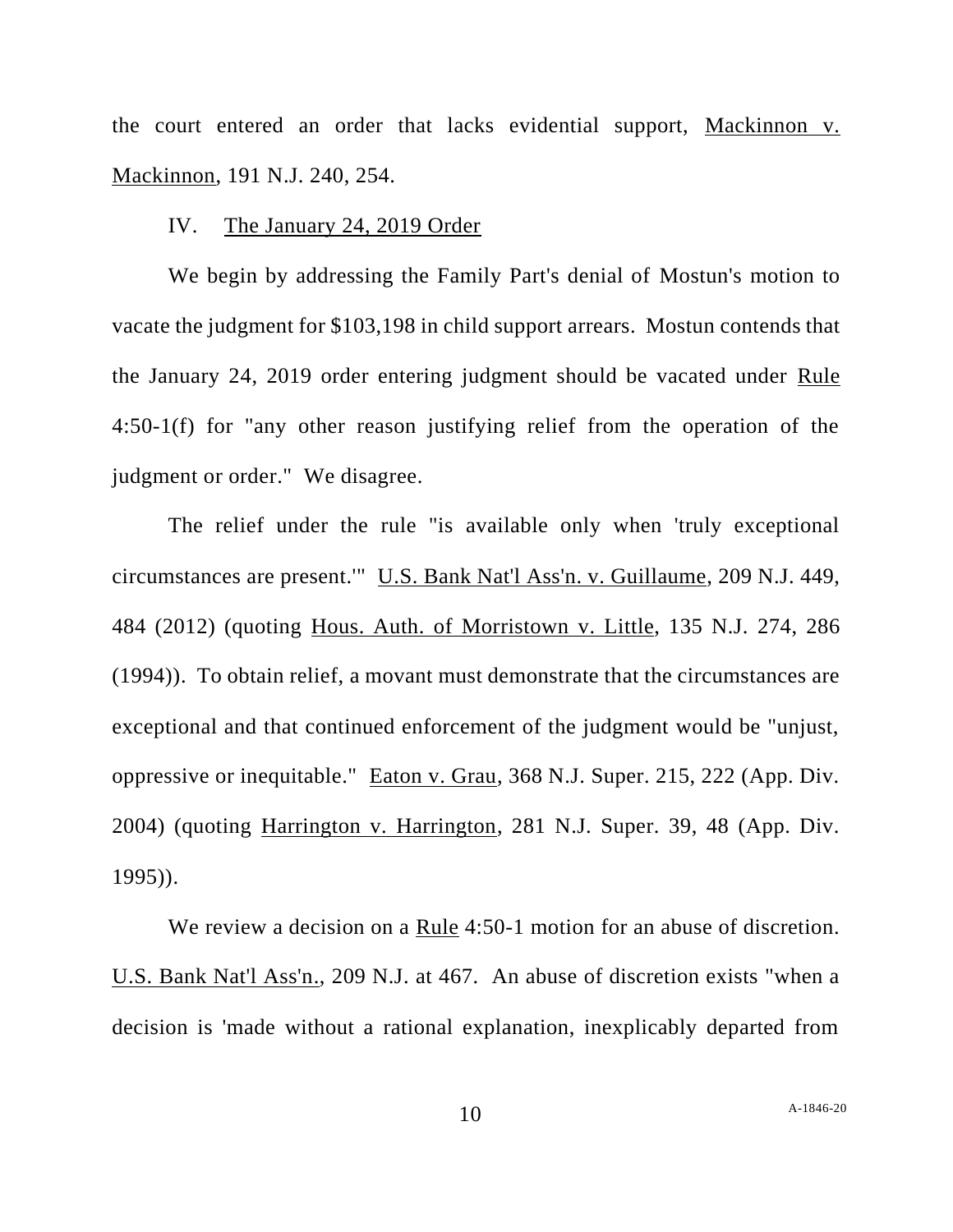the court entered an order that lacks evidential support, Mackinnon v. Mackinnon, 191 N.J. 240, 254.

## IV. The January 24, 2019 Order

We begin by addressing the Family Part's denial of Mostun's motion to vacate the judgment for $103,198 in child support arrears. Mostun contends that the January 24, 2019 order entering judgment should be vacated under Rule 4:50-1(f) for "any other reason justifying relief from the operation of the judgment or order." We disagree.

The relief under the rule "is available only when 'truly exceptional circumstances are present.'" U.S. Bank Nat'l Ass'n. v. Guillaume, 209 N.J. 449, 484 (2012) (quoting Hous. Auth. of Morristown v. Little, 135 N.J. 274, 286 (1994)). To obtain relief, a movant must demonstrate that the circumstances are exceptional and that continued enforcement of the judgment would be "unjust, oppressive or inequitable." Eaton v. Grau, 368 N.J. Super. 215, 222 (App. Div. 2004) (quoting Harrington v. Harrington, 281 N.J. Super. 39, 48 (App. Div. 1995)).

We review a decision on a Rule 4:50-1 motion for an abuse of discretion. U.S. Bank Nat'l Ass'n., 209 N.J. at 467. An abuse of discretion exists "when a decision is 'made without a rational explanation, inexplicably departed from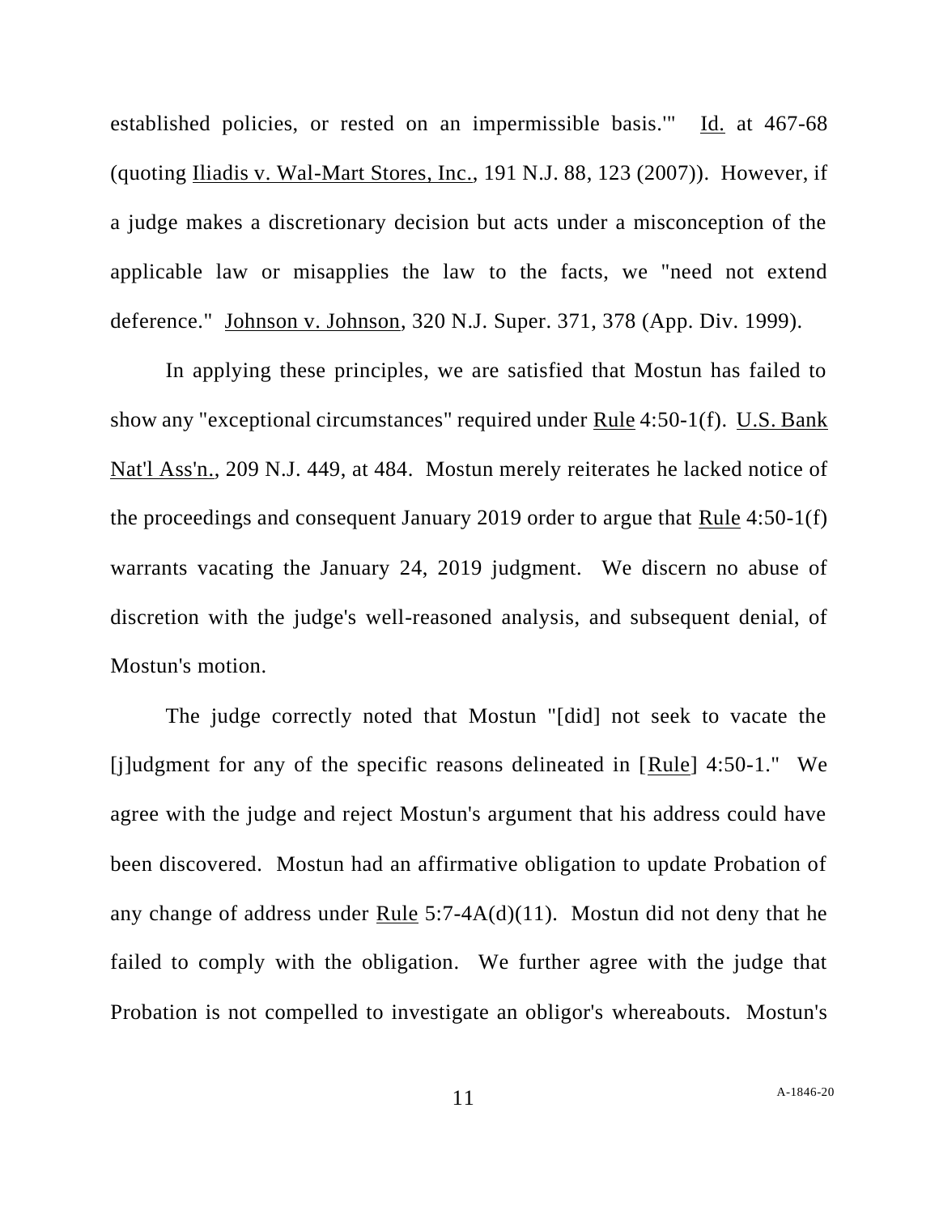established policies, or rested on an impermissible basis.'" Id. at 467-68 (quoting Iliadis v. Wal-Mart Stores, Inc., 191 N.J. 88, 123 (2007)). However, if a judge makes a discretionary decision but acts under a misconception of the applicable law or misapplies the law to the facts, we "need not extend deference." Johnson v. Johnson, 320 N.J. Super. 371, 378 (App. Div. 1999).

In applying these principles, we are satisfied that Mostun has failed to show any "exceptional circumstances" required under Rule 4:50-1(f). U.S. Bank Nat'l Ass'n., 209 N.J. 449, at 484. Mostun merely reiterates he lacked notice of the proceedings and consequent January 2019 order to argue that Rule 4:50-1(f) warrants vacating the January 24, 2019 judgment. We discern no abuse of discretion with the judge's well-reasoned analysis, and subsequent denial, of Mostun's motion.

The judge correctly noted that Mostun "[did] not seek to vacate the [j]udgment for any of the specific reasons delineated in [Rule] 4:50-1." We agree with the judge and reject Mostun's argument that his address could have been discovered. Mostun had an affirmative obligation to update Probation of any change of address under Rule 5:7-4A(d)(11). Mostun did not deny that he failed to comply with the obligation. We further agree with the judge that Probation is not compelled to investigate an obligor's whereabouts. Mostun's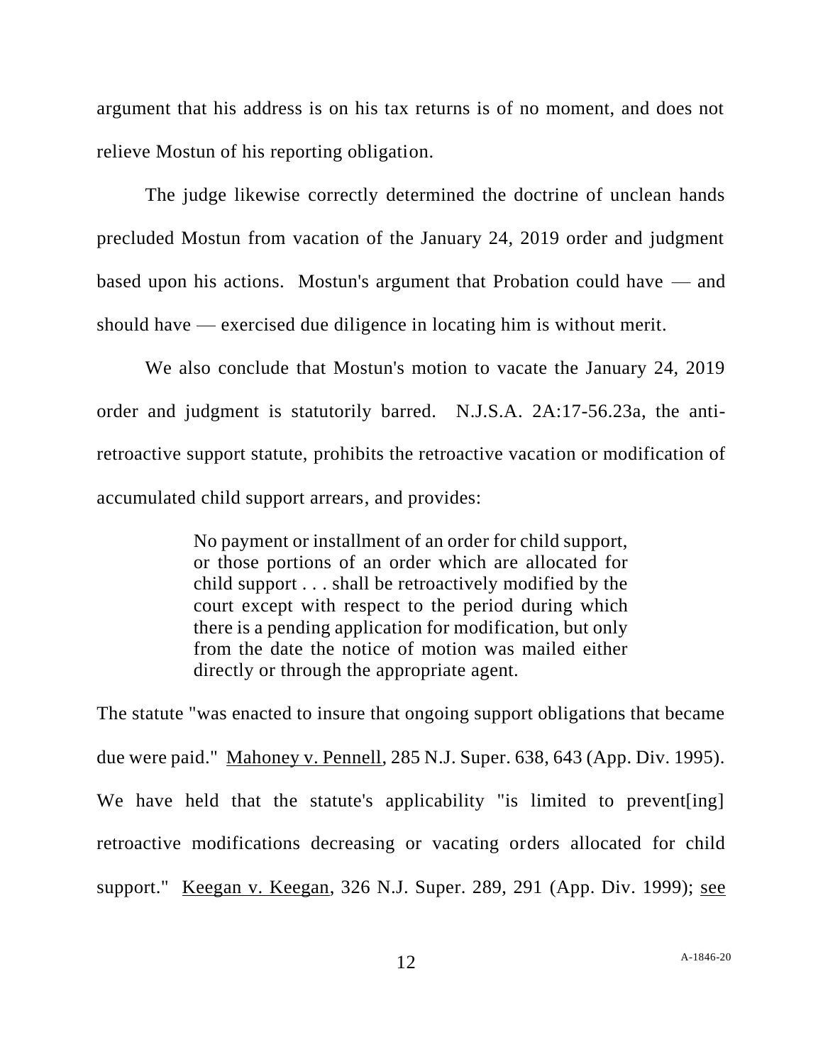argument that his address is on his tax returns is of no moment, and does not relieve Mostun of his reporting obligation.

The judge likewise correctly determined the doctrine of unclean hands precluded Mostun from vacation of the January 24, 2019 order and judgment based upon his actions. Mostun's argument that Probation could have — and should have — exercised due diligence in locating him is without merit.

We also conclude that Mostun's motion to vacate the January 24, 2019 order and judgment is statutorily barred. N.J.S.A. 2A:17-56.23a, the anti-retroactive support statute, prohibits the retroactive vacation or modification of accumulated child support arrears, and provides:

> No payment or installment of an order for child support, or those portions of an order which are allocated for child support . . . shall be retroactively modified by the court except with respect to the period during which there is a pending application for modification, but only from the date the notice of motion was mailed either directly or through the appropriate agent.

The statute "was enacted to insure that ongoing support obligations that became due were paid." Mahoney v. Pennell, 285 N.J. Super. 638, 643 (App. Div. 1995). We have held that the statute's applicability "is limited to prevent[ing] retroactive modifications decreasing or vacating orders allocated for child support." Keegan v. Keegan, 326 N.J. Super. 289, 291 (App. Div. 1999); see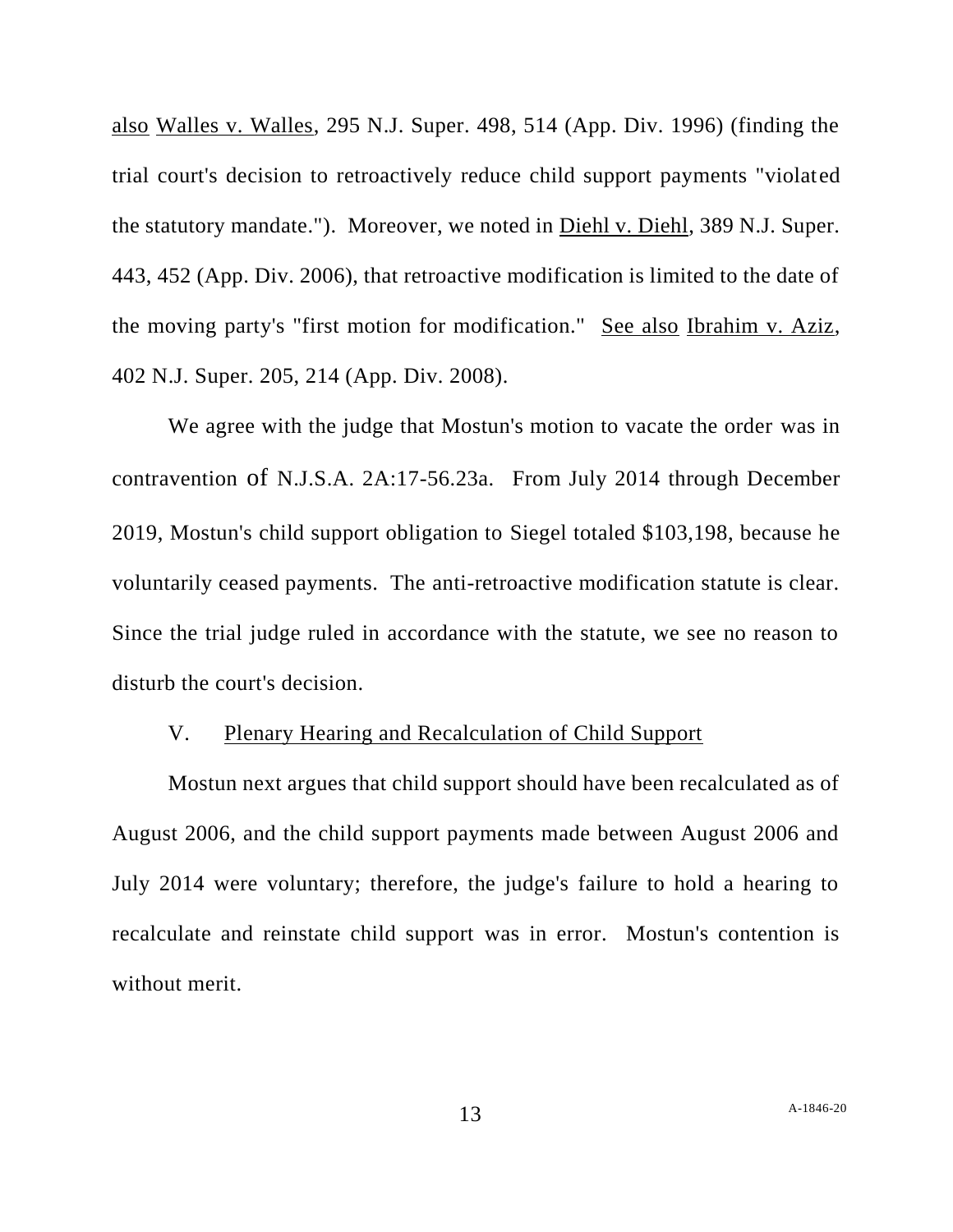also Walles v. Walles, 295 N.J. Super. 498, 514 (App. Div. 1996) (finding the trial court's decision to retroactively reduce child support payments "violated the statutory mandate."). Moreover, we noted in Diehl v. Diehl, 389 N.J. Super. 443, 452 (App. Div. 2006), that retroactive modification is limited to the date of the moving party's "first motion for modification." See also Ibrahim v. Aziz, 402 N.J. Super. 205, 214 (App. Div. 2008).

We agree with the judge that Mostun's motion to vacate the order was in contravention of N.J.S.A. 2A:17-56.23a. From July 2014 through December 2019, Mostun's child support obligation to Siegel totaled $103,198, because he voluntarily ceased payments. The anti-retroactive modification statute is clear. Since the trial judge ruled in accordance with the statute, we see no reason to disturb the court's decision.

## V. Plenary Hearing and Recalculation of Child Support

Mostun next argues that child support should have been recalculated as of August 2006, and the child support payments made between August 2006 and July 2014 were voluntary; therefore, the judge's failure to hold a hearing to recalculate and reinstate child support was in error. Mostun's contention is without merit.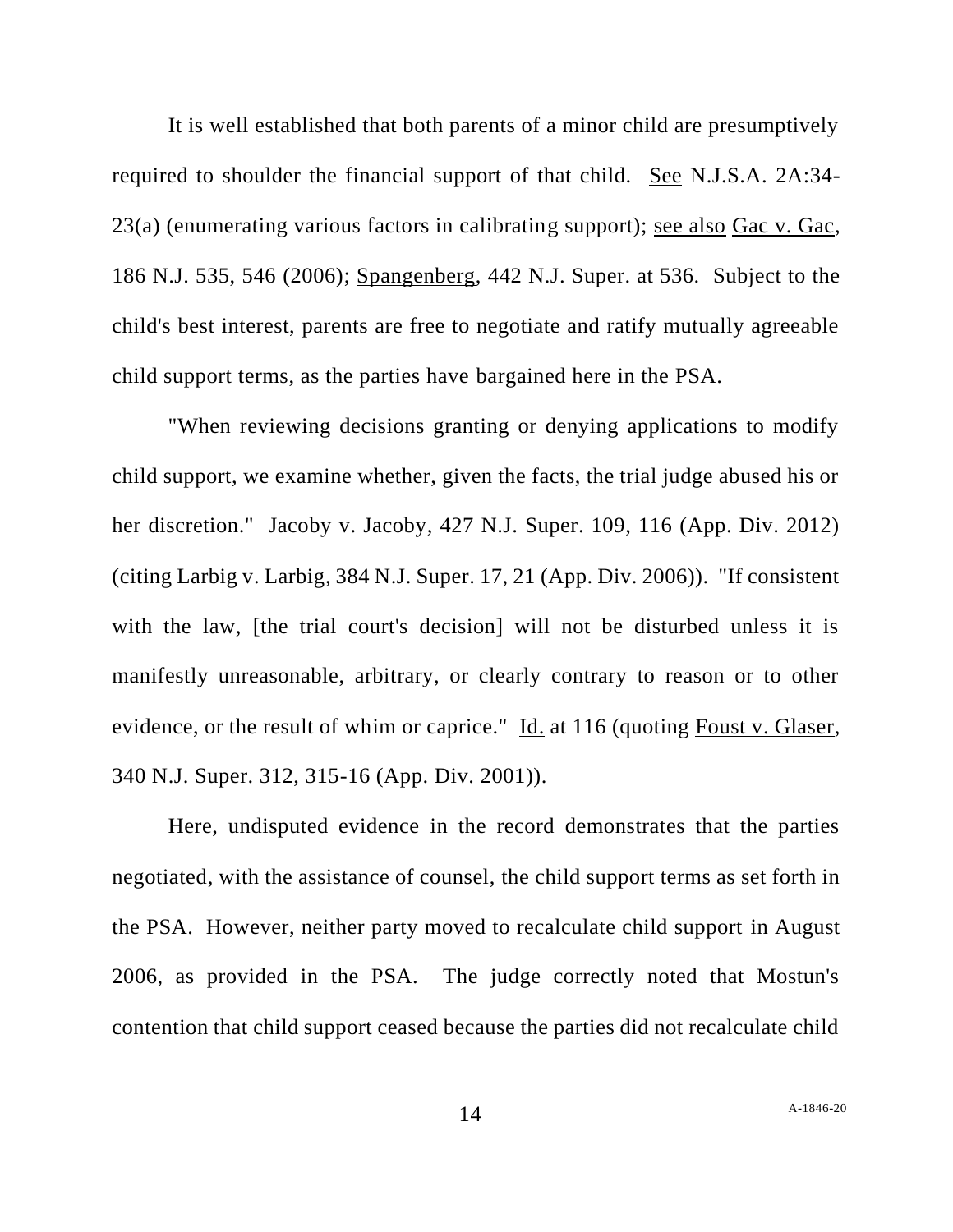It is well established that both parents of a minor child are presumptively required to shoulder the financial support of that child. See N.J.S.A. 2A:34-23(a) (enumerating various factors in calibrating support); see also Gac v. Gac, 186 N.J. 535, 546 (2006); Spangenberg, 442 N.J. Super. at 536. Subject to the child's best interest, parents are free to negotiate and ratify mutually agreeable child support terms, as the parties have bargained here in the PSA.

"When reviewing decisions granting or denying applications to modify child support, we examine whether, given the facts, the trial judge abused his or her discretion." Jacoby v. Jacoby, 427 N.J. Super. 109, 116 (App. Div. 2012) (citing Larbig v. Larbig, 384 N.J. Super. 17, 21 (App. Div. 2006)). "If consistent with the law, [the trial court's decision] will not be disturbed unless it is manifestly unreasonable, arbitrary, or clearly contrary to reason or to other evidence, or the result of whim or caprice." Id. at 116 (quoting Foust v. Glaser, 340 N.J. Super. 312, 315-16 (App. Div. 2001)).

Here, undisputed evidence in the record demonstrates that the parties negotiated, with the assistance of counsel, the child support terms as set forth in the PSA. However, neither party moved to recalculate child support in August 2006, as provided in the PSA. The judge correctly noted that Mostun's contention that child support ceased because the parties did not recalculate child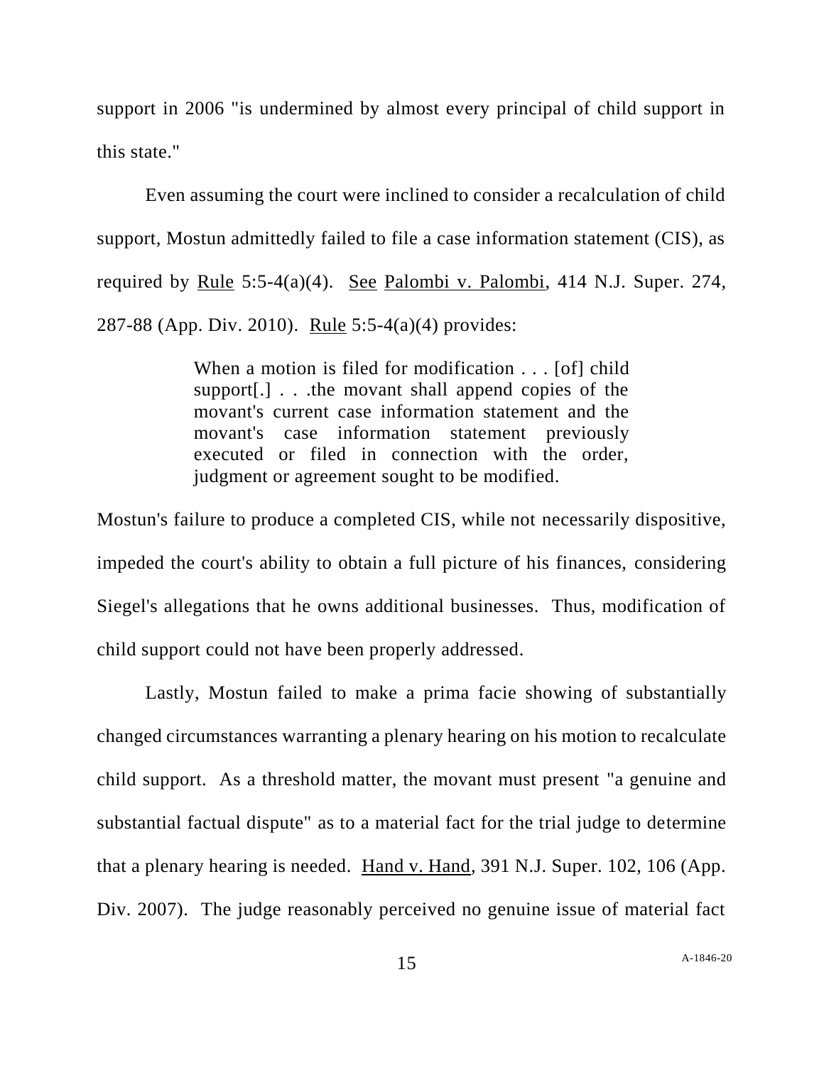support in 2006 "is undermined by almost every principal of child support in this state."

Even assuming the court were inclined to consider a recalculation of child support, Mostun admittedly failed to file a case information statement (CIS), as required by Rule 5:5-4(a)(4). See Palombi v. Palombi, 414 N.J. Super. 274, 287-88 (App. Div. 2010). Rule 5:5-4(a)(4) provides:

> When a motion is filed for modification . . . [of] child support[.] . . .the movant shall append copies of the movant's current case information statement and the movant's case information statement previously executed or filed in connection with the order, judgment or agreement sought to be modified.

Mostun's failure to produce a completed CIS, while not necessarily dispositive, impeded the court's ability to obtain a full picture of his finances, considering Siegel's allegations that he owns additional businesses. Thus, modification of child support could not have been properly addressed.

Lastly, Mostun failed to make a prima facie showing of substantially changed circumstances warranting a plenary hearing on his motion to recalculate child support. As a threshold matter, the movant must present "a genuine and substantial factual dispute" as to a material fact for the trial judge to determine that a plenary hearing is needed. Hand v. Hand, 391 N.J. Super. 102, 106 (App. Div. 2007). The judge reasonably perceived no genuine issue of material fact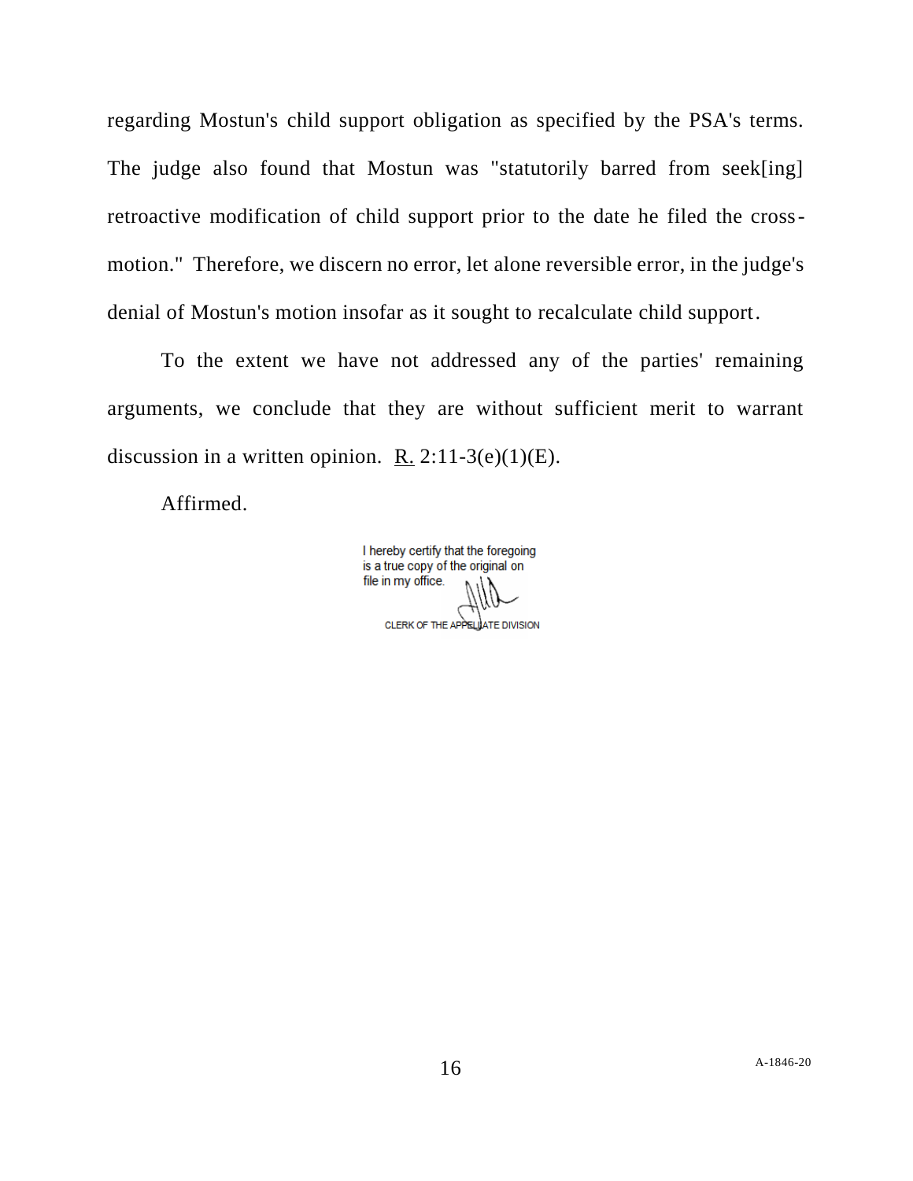regarding Mostun's child support obligation as specified by the PSA's terms. The judge also found that Mostun was "statutorily barred from seek[ing] retroactive modification of child support prior to the date he filed the cross-motion." Therefore, we discern no error, let alone reversible error, in the judge's denial of Mostun's motion insofar as it sought to recalculate child support.

To the extent we have not addressed any of the parties' remaining arguments, we conclude that they are without sufficient merit to warrant discussion in a written opinion. R. 2:11-3(e)(1)(E).

Affirmed.

I hereby certify that the foregoing is a true copy of the original on file in my office.

CLERK OF THE APPELLATE DIVISION